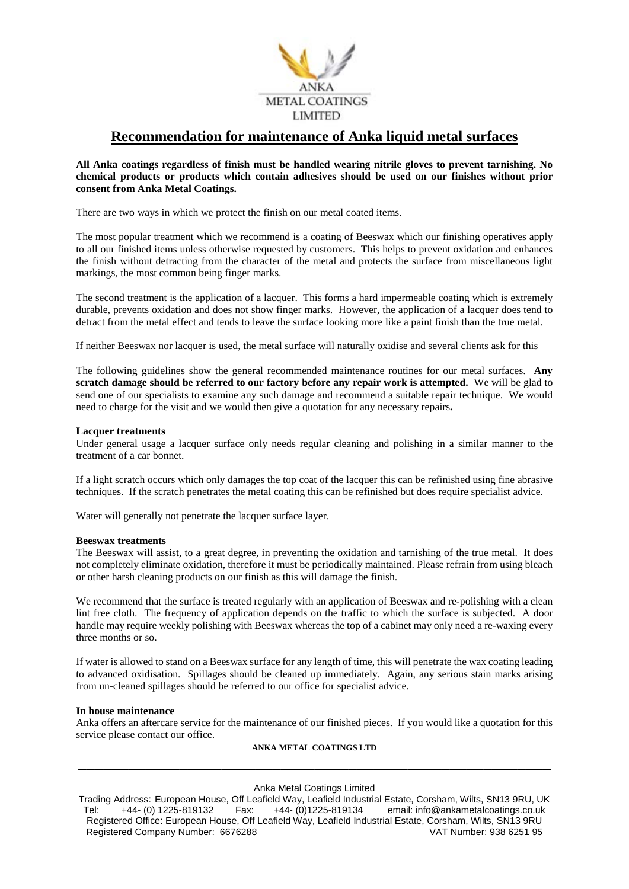ANKA
METAL COATINGS
LIMITED

# Recommendation for maintenance of Anka liquid metal surfaces

**All Anka coatings regardless of finish must be handled wearing nitrile gloves to prevent tarnishing. No chemical products or products which contain adhesives should be used on our finishes without prior consent from Anka Metal Coatings.**

There are two ways in which we protect the finish on our metal coated items.

The most popular treatment which we recommend is a coating of Beeswax which our finishing operatives apply to all our finished items unless otherwise requested by customers. This helps to prevent oxidation and enhances the finish without detracting from the character of the metal and protects the surface from miscellaneous light markings, the most common being finger marks.

The second treatment is the application of a lacquer. This forms a hard impermeable coating which is extremely durable, prevents oxidation and does not show finger marks. However, the application of a lacquer does tend to detract from the metal effect and tends to leave the surface looking more like a paint finish than the true metal.

If neither Beeswax nor lacquer is used, the metal surface will naturally oxidise and several clients ask for this

The following guidelines show the general recommended maintenance routines for our metal surfaces. **Any scratch damage should be referred to our factory before any repair work is attempted.** We will be glad to send one of our specialists to examine any such damage and recommend a suitable repair technique. We would need to charge for the visit and we would then give a quotation for any necessary repairs**.**

**Lacquer treatments**

Under general usage a lacquer surface only needs regular cleaning and polishing in a similar manner to the treatment of a car bonnet.

If a light scratch occurs which only damages the top coat of the lacquer this can be refinished using fine abrasive techniques. If the scratch penetrates the metal coating this can be refinished but does require specialist advice.

Water will generally not penetrate the lacquer surface layer.

**Beeswax treatments**

The Beeswax will assist, to a great degree, in preventing the oxidation and tarnishing of the true metal. It does not completely eliminate oxidation, therefore it must be periodically maintained. Please refrain from using bleach or other harsh cleaning products on our finish as this will damage the finish.

We recommend that the surface is treated regularly with an application of Beeswax and re-polishing with a clean lint free cloth. The frequency of application depends on the traffic to which the surface is subjected. A door handle may require weekly polishing with Beeswax whereas the top of a cabinet may only need a re-waxing every three months or so.

If water is allowed to stand on a Beeswax surface for any length of time, this will penetrate the wax coating leading to advanced oxidisation. Spillages should be cleaned up immediately. Again, any serious stain marks arising from un-cleaned spillages should be referred to our office for specialist advice.

**In house maintenance**

Anka offers an aftercare service for the maintenance of our finished pieces. If you would like a quotation for this service please contact our office.

**ANKA METAL COATINGS LTD**

---

Anka Metal Coatings Limited

Trading Address: European House, Off Leafield Way, Leafield Industrial Estate, Corsham, Wilts, SN13 9RU, UK
Tel: +44- (0) 1225-819132 Fax: +44- (0)1225-819134 email: info@ankametalcoatings.co.uk
Registered Office: European House, Off Leafield Way, Leafield Industrial Estate, Corsham, Wilts, SN13 9RU
Registered Company Number: 6676288 VAT Number: 938 6251 95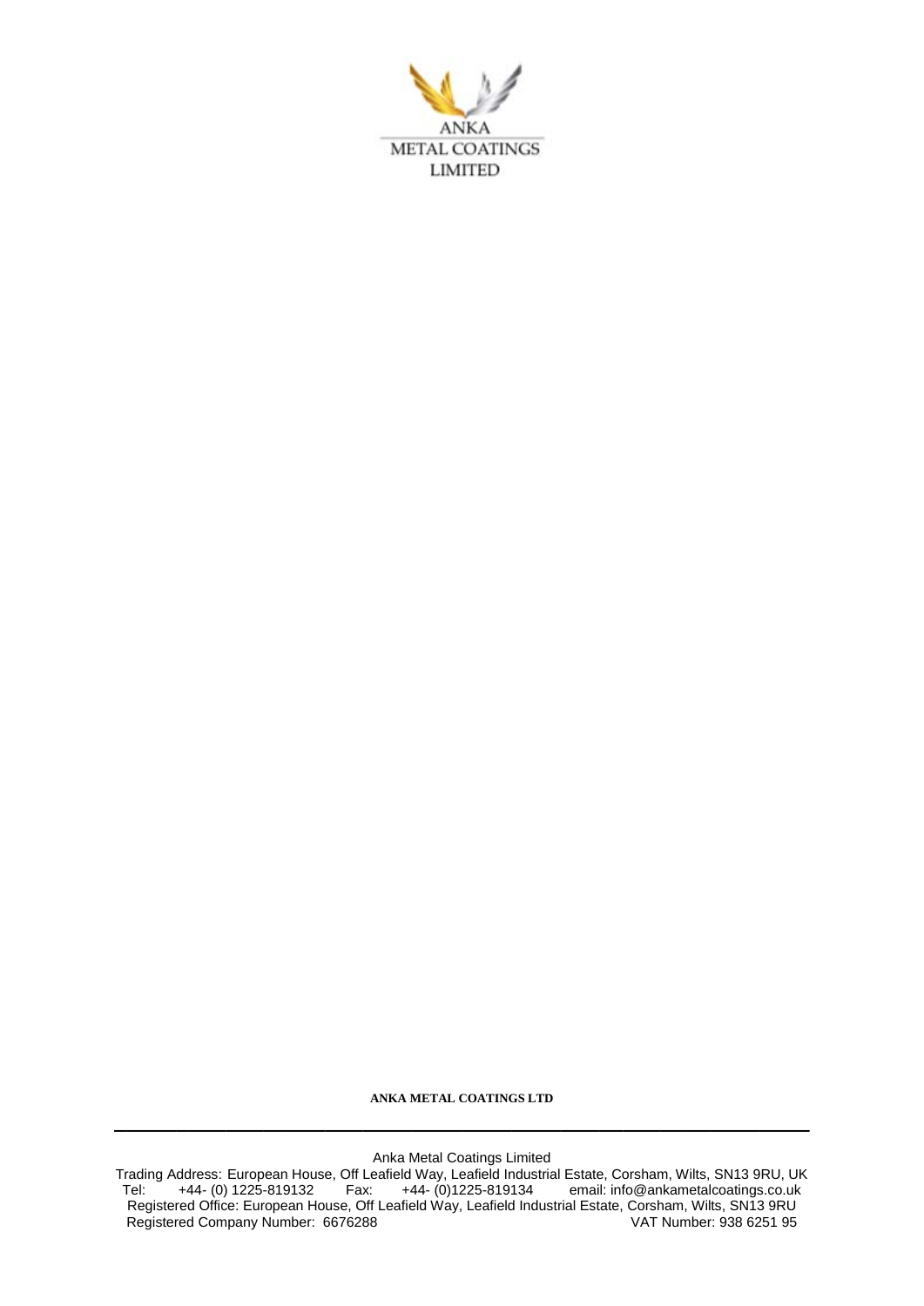ANKA
METAL COATINGS
LIMITED

**ANKA METAL COATINGS LTD**

---

Anka Metal Coatings Limited

Trading Address: European House, Off Leafield Way, Leafield Industrial Estate, Corsham, Wilts, SN13 9RU, UK
Tel: +44- (0) 1225-819132 Fax: +44- (0)1225-819134 email: info@ankametalcoatings.co.uk
Registered Office: European House, Off Leafield Way, Leafield Industrial Estate, Corsham, Wilts, SN13 9RU
Registered Company Number: 6676288 VAT Number: 938 6251 95